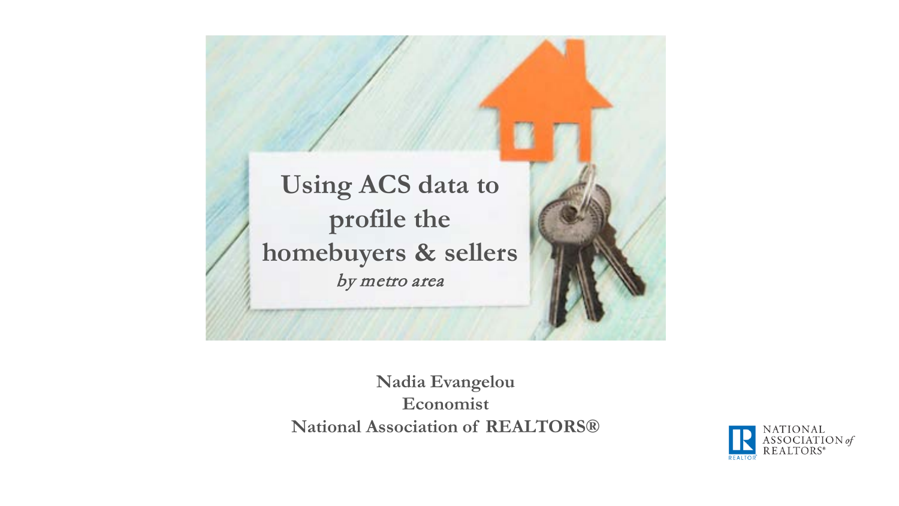# Using ACS data to profile the homebuyers & sellers

*by metro area*

**Nadia Evangelou**
**Economist**
**National Association of REALTORS®**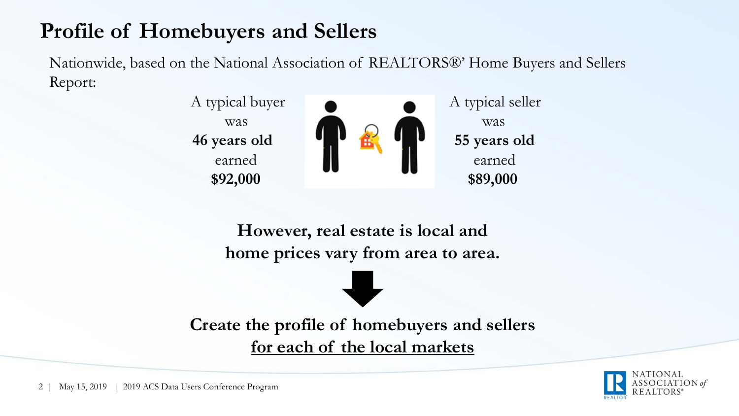# Profile of Homebuyers and Sellers

Nationwide, based on the National Association of REALTORS®' Home Buyers and Sellers Report:

A typical buyer was **46 years old** earned **$92,000**

A typical seller was **55 years old** earned **$89,000**

**However, real estate is local and home prices vary from area to area.**

**Create the profile of homebuyers and sellers <u>for each of the local markets</u>**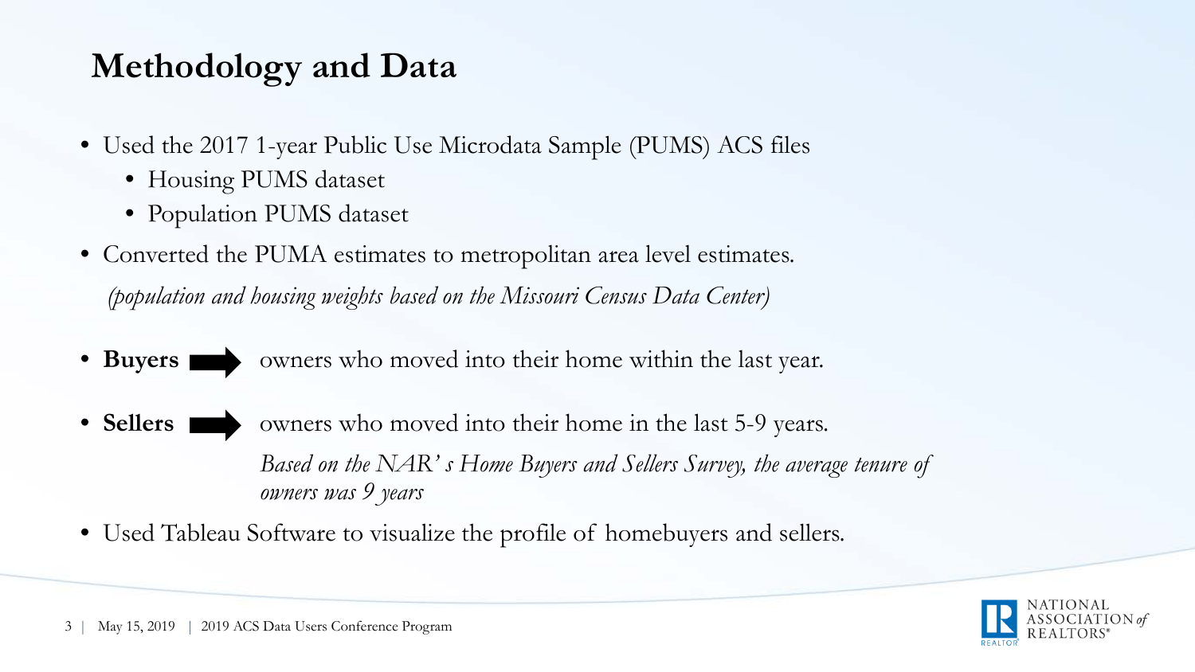# Methodology and Data

- Used the 2017 1-year Public Use Microdata Sample (PUMS) ACS files
  - Housing PUMS dataset
  - Population PUMS dataset
- Converted the PUMA estimates to metropolitan area level estimates.

  *(population and housing weights based on the Missouri Census Data Center)*

- **Buyers** ➡ owners who moved into their home within the last year.
- **Sellers** ➡ owners who moved into their home in the last 5-9 years.

  *Based on the NAR's Home Buyers and Sellers Survey, the average tenure of owners was 9 years*

- Used Tableau Software to visualize the profile of homebuyers and sellers.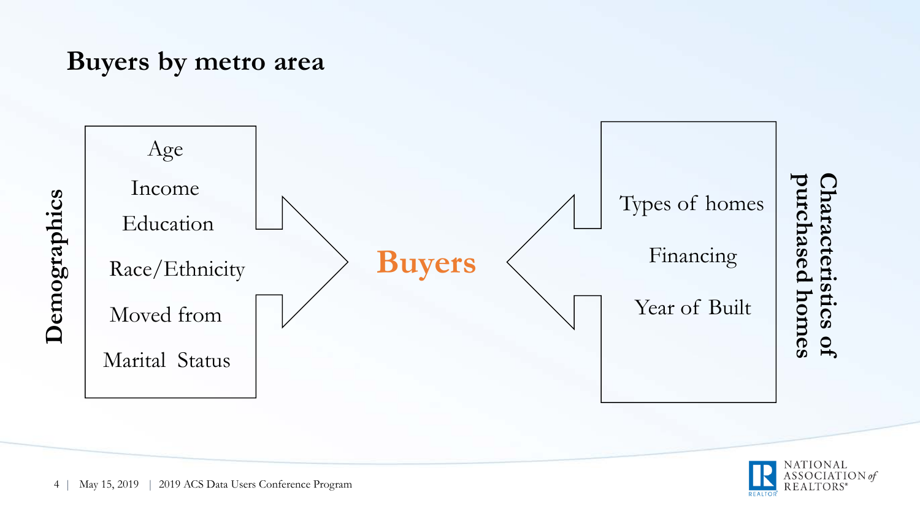# Buyers by metro area

**Demographics**

- Age
- Income
- Education
- Race/Ethnicity
- Moved from
- Marital Status

**Buyers**

**Characteristics of purchased homes**

- Types of homes
- Financing
- Year of Built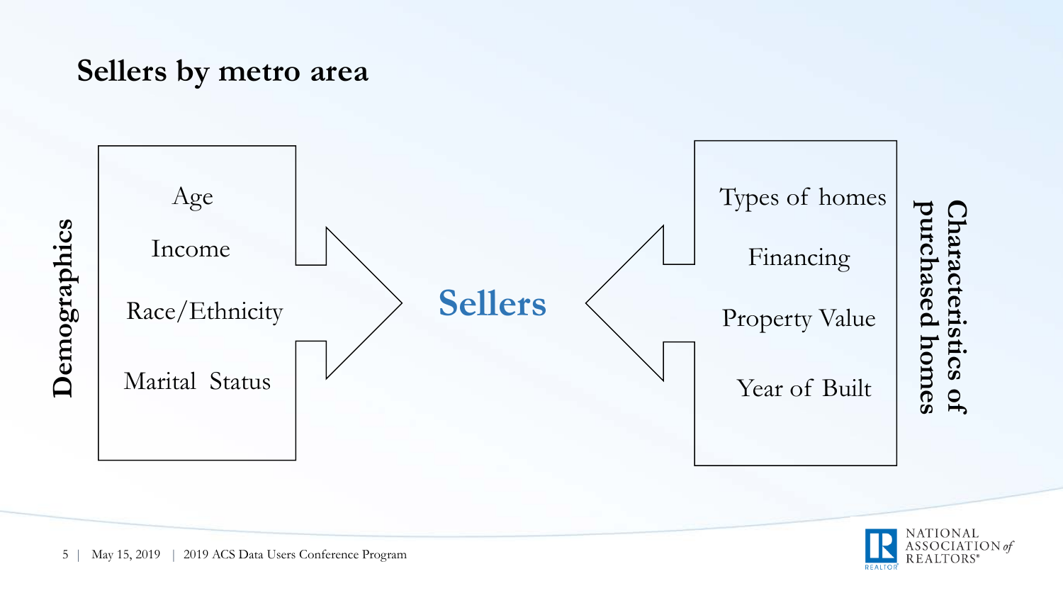## Sellers by metro area

**Demographics**

- Age
- Income
- Race/Ethnicity
- Marital Status

**Sellers**

**Characteristics of purchased homes**

- Types of homes
- Financing
- Property Value
- Year of Built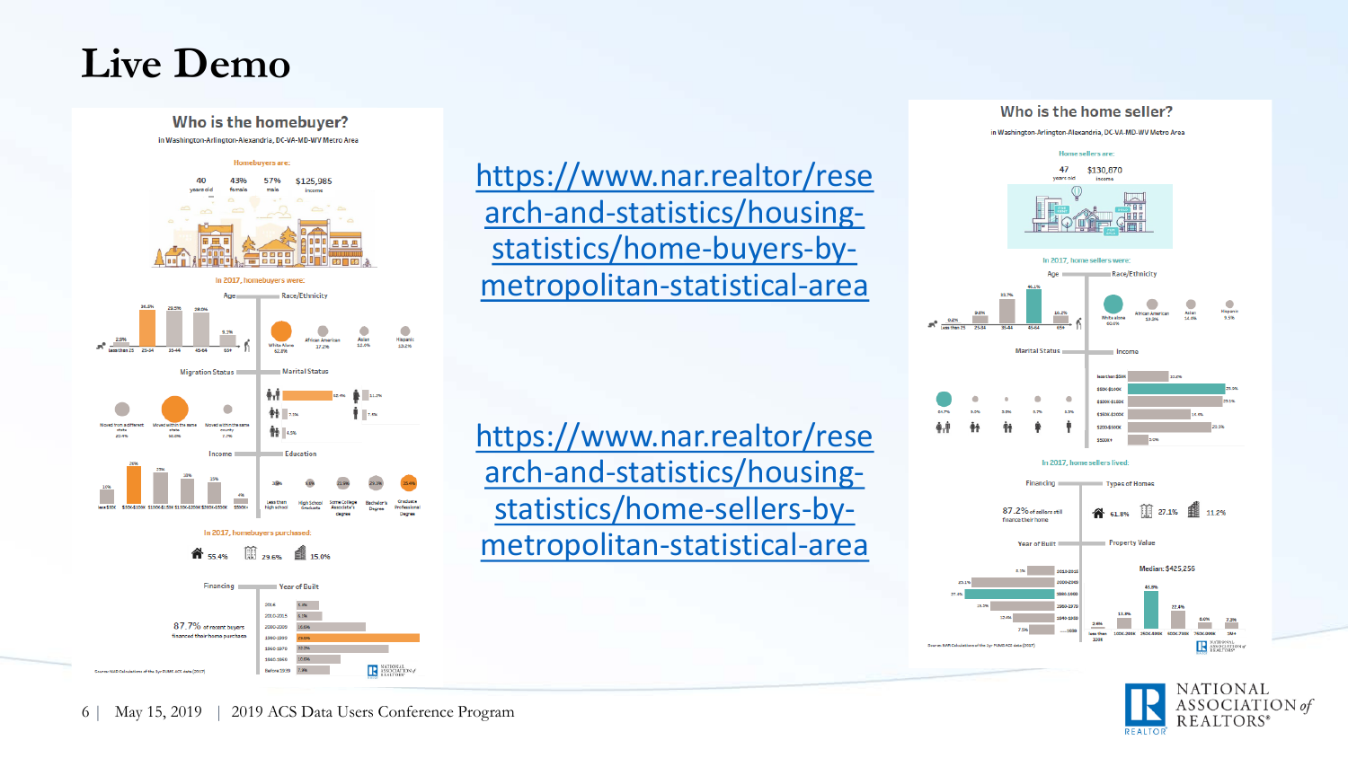# Live Demo

## Who is the homebuyer?

in Washington-Arlington-Alexandria, DC-VA-MD-WV Metro Area

Homebuyers are:

40 years old | 43% female | 57% male | $125,985 income

In 2017, homebuyers were:

Age | Race/Ethnicity

Migration Status | Marital Status

Income | Education

In 2017, homebuyers purchased:

55.4% | 29.6% | 15.0%

Financing | Year of Built

87.7% of recent buyers financed their home purchase

https://www.nar.realtor/research-and-statistics/housing-statistics/home-buyers-by-metropolitan-statistical-area

https://www.nar.realtor/research-and-statistics/housing-statistics/home-sellers-by-metropolitan-statistical-area

## Who is the home seller?

in Washington-Arlington-Alexandria, DC-VA-MD-WV Metro Area

Home sellers are:

47 years old | $130,670 income

In 2017, home sellers were:

Age | Race/Ethnicity

Marital Status | Income

In 2017, home sellers lived:

Financing | Types of Homes

87.2% of sellers still financed their home

61.8% | 27.1% | 11.2%

Year of Built | Property Value

Median: $425,256

May 15, 2019 | 2019 ACS Data Users Conference Program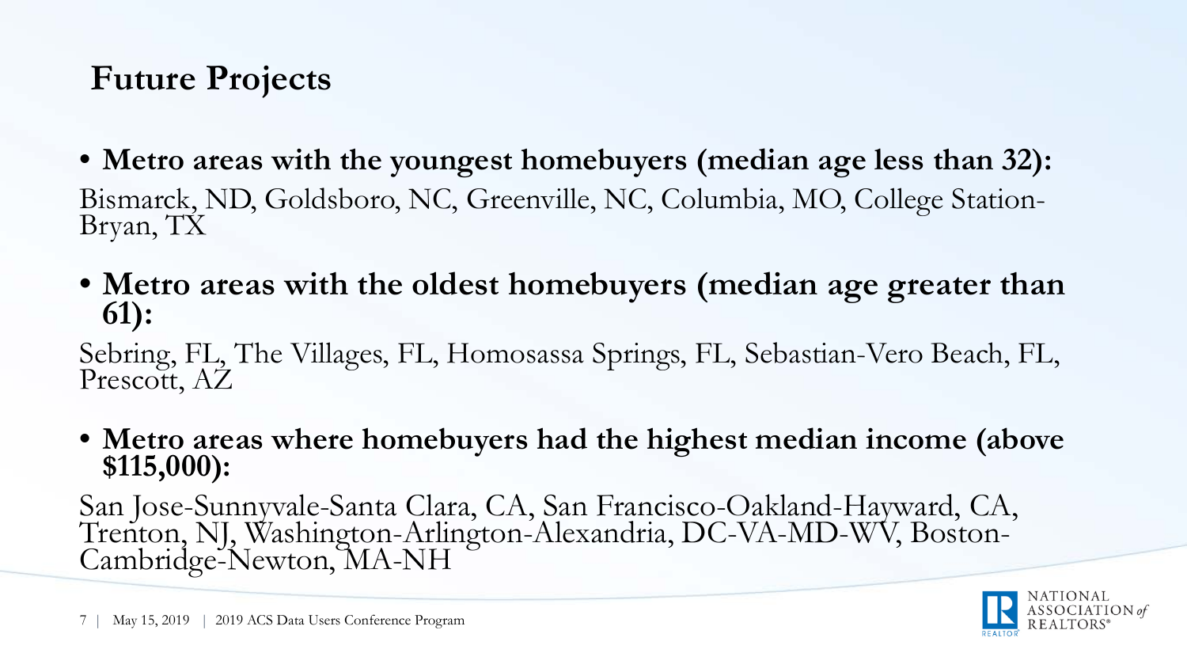# Future Projects

- **Metro areas with the youngest homebuyers (median age less than 32):**

Bismarck, ND, Goldsboro, NC, Greenville, NC, Columbia, MO, College Station-Bryan, TX

- **Metro areas with the oldest homebuyers (median age greater than 61):**

Sebring, FL, The Villages, FL, Homosassa Springs, FL, Sebastian-Vero Beach, FL, Prescott, AZ

- **Metro areas where homebuyers had the highest median income (above $115,000):**

San Jose-Sunnyvale-Santa Clara, CA, San Francisco-Oakland-Hayward, CA, Trenton, NJ, Washington-Arlington-Alexandria, DC-VA-MD-WV, Boston-Cambridge-Newton, MA-NH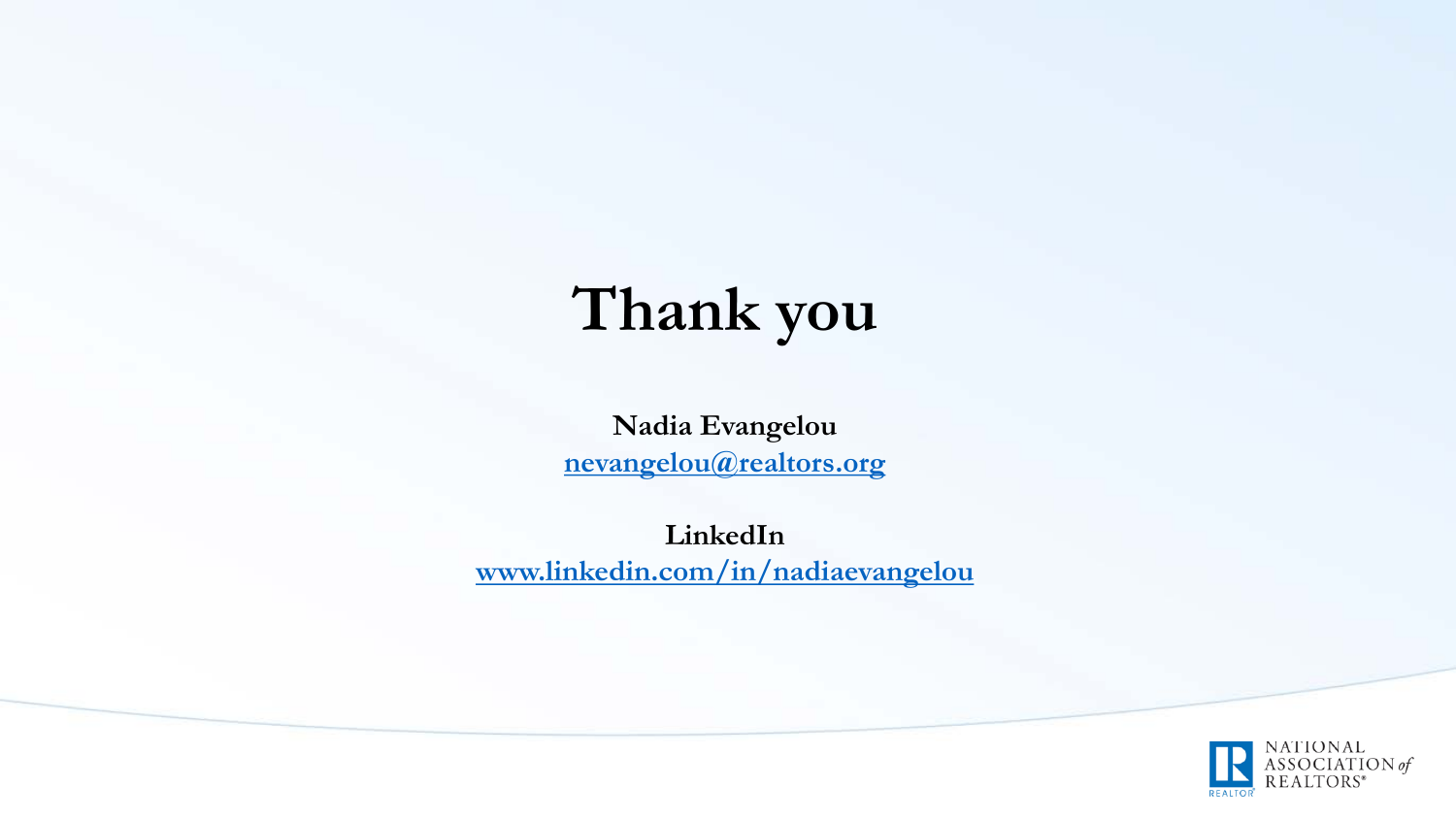# Thank you

**Nadia Evangelou**

**nevangelou@realtors.org**

**LinkedIn**

**www.linkedin.com/in/nadiaevangelou**